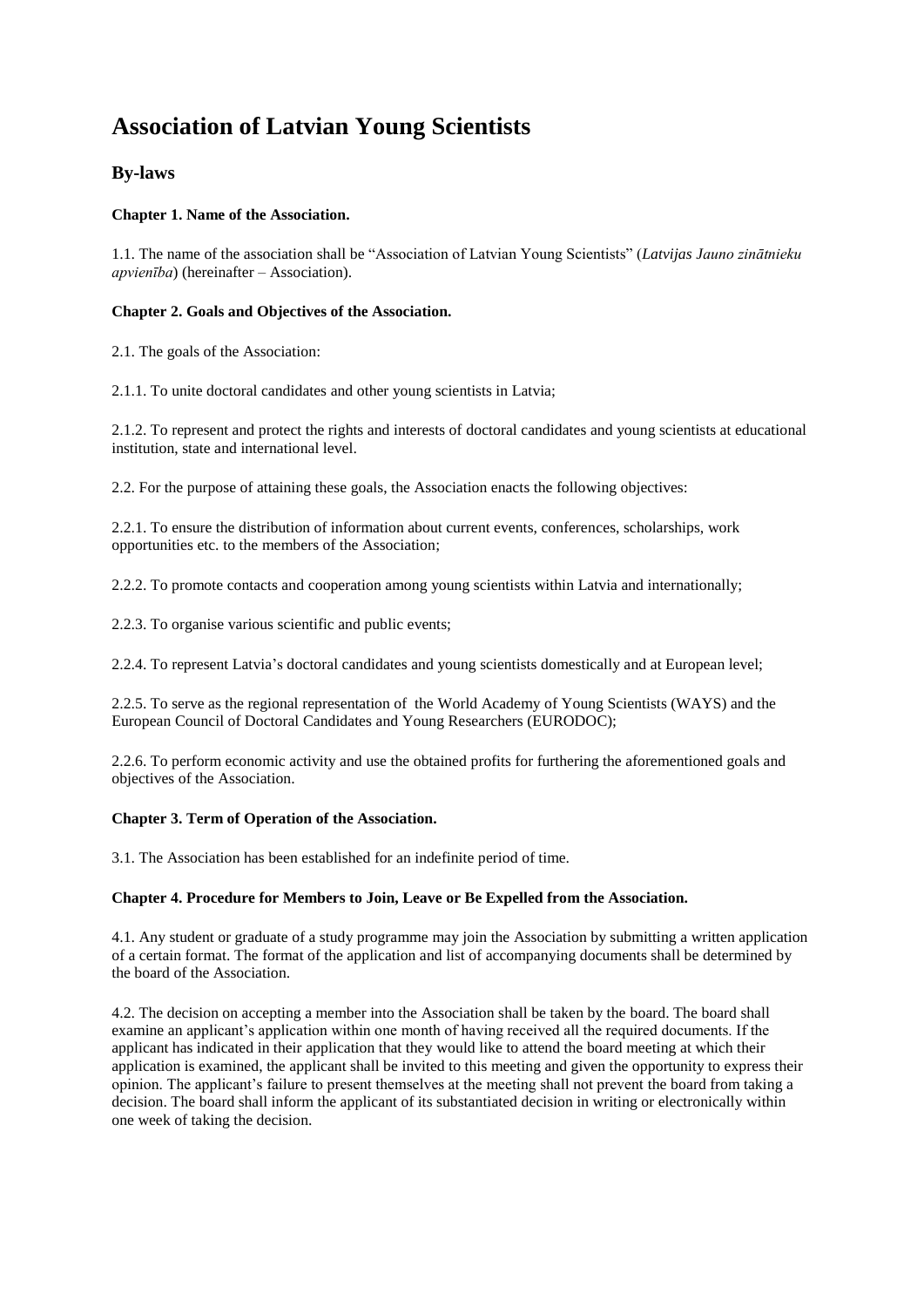# Association of Latvian Young Scientists

## By-laws

**Chapter 1. Name of the Association.**

1.1. The name of the association shall be "Association of Latvian Young Scientists" (*Latvijas Jauno zinātnieku apvienība*) (hereinafter – Association).

**Chapter 2. Goals and Objectives of the Association.**

2.1. The goals of the Association:

2.1.1. To unite doctoral candidates and other young scientists in Latvia;

2.1.2. To represent and protect the rights and interests of doctoral candidates and young scientists at educational institution, state and international level.

2.2. For the purpose of attaining these goals, the Association enacts the following objectives:

2.2.1. To ensure the distribution of information about current events, conferences, scholarships, work opportunities etc. to the members of the Association;

2.2.2. To promote contacts and cooperation among young scientists within Latvia and internationally;

2.2.3. To organise various scientific and public events;

2.2.4. To represent Latvia's doctoral candidates and young scientists domestically and at European level;

2.2.5. To serve as the regional representation of the World Academy of Young Scientists (WAYS) and the European Council of Doctoral Candidates and Young Researchers (EURODOC);

2.2.6. To perform economic activity and use the obtained profits for furthering the aforementioned goals and objectives of the Association.

**Chapter 3. Term of Operation of the Association.**

3.1. The Association has been established for an indefinite period of time.

**Chapter 4. Procedure for Members to Join, Leave or Be Expelled from the Association.**

4.1. Any student or graduate of a study programme may join the Association by submitting a written application of a certain format. The format of the application and list of accompanying documents shall be determined by the board of the Association.

4.2. The decision on accepting a member into the Association shall be taken by the board. The board shall examine an applicant's application within one month of having received all the required documents. If the applicant has indicated in their application that they would like to attend the board meeting at which their application is examined, the applicant shall be invited to this meeting and given the opportunity to express their opinion. The applicant's failure to present themselves at the meeting shall not prevent the board from taking a decision. The board shall inform the applicant of its substantiated decision in writing or electronically within one week of taking the decision.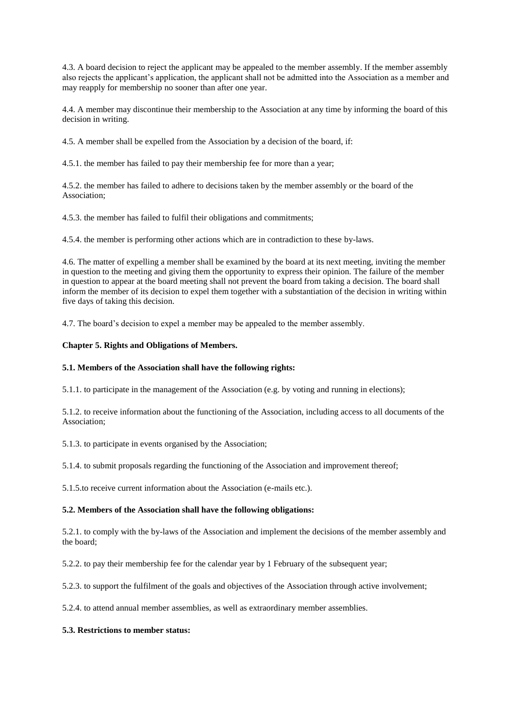4.3. A board decision to reject the applicant may be appealed to the member assembly. If the member assembly also rejects the applicant's application, the applicant shall not be admitted into the Association as a member and may reapply for membership no sooner than after one year.

4.4. A member may discontinue their membership to the Association at any time by informing the board of this decision in writing.

4.5. A member shall be expelled from the Association by a decision of the board, if:

4.5.1. the member has failed to pay their membership fee for more than a year;

4.5.2. the member has failed to adhere to decisions taken by the member assembly or the board of the Association;

4.5.3. the member has failed to fulfil their obligations and commitments;

4.5.4. the member is performing other actions which are in contradiction to these by-laws.

4.6. The matter of expelling a member shall be examined by the board at its next meeting, inviting the member in question to the meeting and giving them the opportunity to express their opinion. The failure of the member in question to appear at the board meeting shall not prevent the board from taking a decision. The board shall inform the member of its decision to expel them together with a substantiation of the decision in writing within five days of taking this decision.

4.7. The board's decision to expel a member may be appealed to the member assembly.

## Chapter 5. Rights and Obligations of Members.

**5.1. Members of the Association shall have the following rights:**

5.1.1. to participate in the management of the Association (e.g. by voting and running in elections);

5.1.2. to receive information about the functioning of the Association, including access to all documents of the Association;

5.1.3. to participate in events organised by the Association;

5.1.4. to submit proposals regarding the functioning of the Association and improvement thereof;

5.1.5.to receive current information about the Association (e-mails etc.).

**5.2. Members of the Association shall have the following obligations:**

5.2.1. to comply with the by-laws of the Association and implement the decisions of the member assembly and the board;

5.2.2. to pay their membership fee for the calendar year by 1 February of the subsequent year;

5.2.3. to support the fulfilment of the goals and objectives of the Association through active involvement;

5.2.4. to attend annual member assemblies, as well as extraordinary member assemblies.

**5.3. Restrictions to member status:**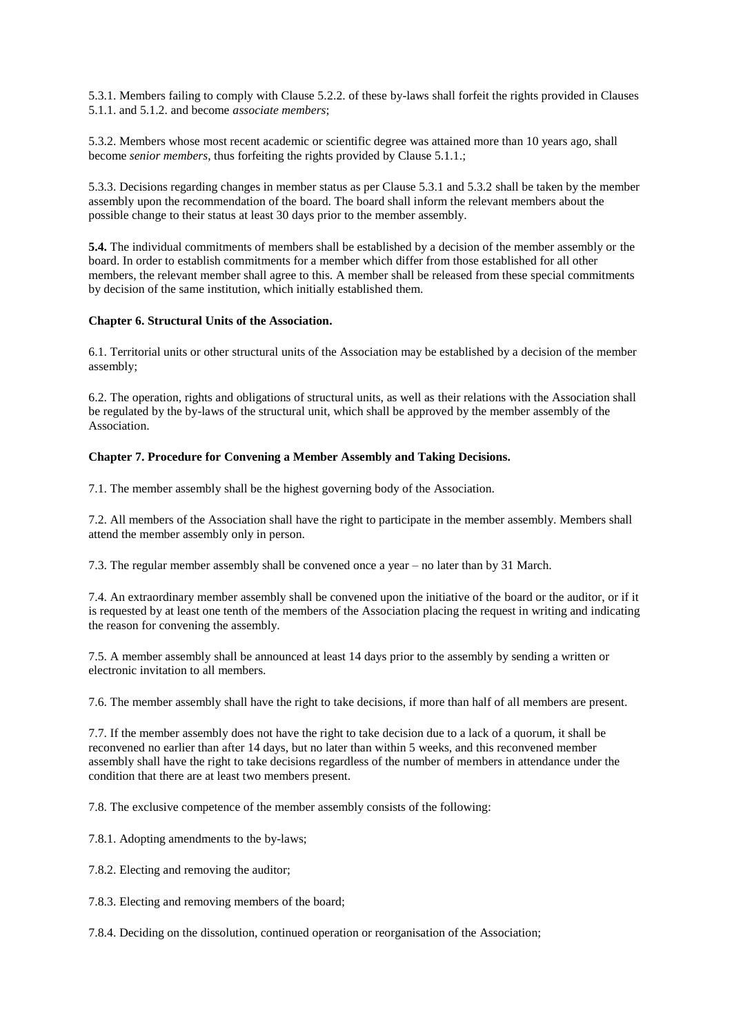5.3.1. Members failing to comply with Clause 5.2.2. of these by-laws shall forfeit the rights provided in Clauses 5.1.1. and 5.1.2. and become *associate members*;

5.3.2. Members whose most recent academic or scientific degree was attained more than 10 years ago, shall become *senior members*, thus forfeiting the rights provided by Clause 5.1.1.;

5.3.3. Decisions regarding changes in member status as per Clause 5.3.1 and 5.3.2 shall be taken by the member assembly upon the recommendation of the board. The board shall inform the relevant members about the possible change to their status at least 30 days prior to the member assembly.

**5.4.** The individual commitments of members shall be established by a decision of the member assembly or the board. In order to establish commitments for a member which differ from those established for all other members, the relevant member shall agree to this. A member shall be released from these special commitments by decision of the same institution, which initially established them.

**Chapter 6. Structural Units of the Association.**

6.1. Territorial units or other structural units of the Association may be established by a decision of the member assembly;

6.2. The operation, rights and obligations of structural units, as well as their relations with the Association shall be regulated by the by-laws of the structural unit, which shall be approved by the member assembly of the Association.

**Chapter 7. Procedure for Convening a Member Assembly and Taking Decisions.**

7.1. The member assembly shall be the highest governing body of the Association.

7.2. All members of the Association shall have the right to participate in the member assembly. Members shall attend the member assembly only in person.

7.3. The regular member assembly shall be convened once a year – no later than by 31 March.

7.4. An extraordinary member assembly shall be convened upon the initiative of the board or the auditor, or if it is requested by at least one tenth of the members of the Association placing the request in writing and indicating the reason for convening the assembly.

7.5. A member assembly shall be announced at least 14 days prior to the assembly by sending a written or electronic invitation to all members.

7.6. The member assembly shall have the right to take decisions, if more than half of all members are present.

7.7. If the member assembly does not have the right to take decision due to a lack of a quorum, it shall be reconvened no earlier than after 14 days, but no later than within 5 weeks, and this reconvened member assembly shall have the right to take decisions regardless of the number of members in attendance under the condition that there are at least two members present.

7.8. The exclusive competence of the member assembly consists of the following:

7.8.1. Adopting amendments to the by-laws;

7.8.2. Electing and removing the auditor;

7.8.3. Electing and removing members of the board;

7.8.4. Deciding on the dissolution, continued operation or reorganisation of the Association;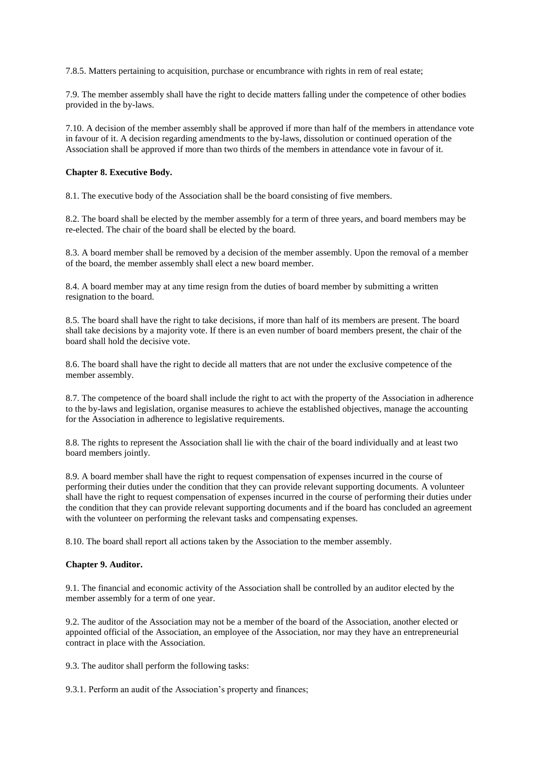7.8.5. Matters pertaining to acquisition, purchase or encumbrance with rights in rem of real estate;

7.9. The member assembly shall have the right to decide matters falling under the competence of other bodies provided in the by-laws.

7.10. A decision of the member assembly shall be approved if more than half of the members in attendance vote in favour of it. A decision regarding amendments to the by-laws, dissolution or continued operation of the Association shall be approved if more than two thirds of the members in attendance vote in favour of it.

**Chapter 8. Executive Body.**

8.1. The executive body of the Association shall be the board consisting of five members.

8.2. The board shall be elected by the member assembly for a term of three years, and board members may be re-elected. The chair of the board shall be elected by the board.

8.3. A board member shall be removed by a decision of the member assembly. Upon the removal of a member of the board, the member assembly shall elect a new board member.

8.4. A board member may at any time resign from the duties of board member by submitting a written resignation to the board.

8.5. The board shall have the right to take decisions, if more than half of its members are present. The board shall take decisions by a majority vote. If there is an even number of board members present, the chair of the board shall hold the decisive vote.

8.6. The board shall have the right to decide all matters that are not under the exclusive competence of the member assembly.

8.7. The competence of the board shall include the right to act with the property of the Association in adherence to the by-laws and legislation, organise measures to achieve the established objectives, manage the accounting for the Association in adherence to legislative requirements.

8.8. The rights to represent the Association shall lie with the chair of the board individually and at least two board members jointly.

8.9. A board member shall have the right to request compensation of expenses incurred in the course of performing their duties under the condition that they can provide relevant supporting documents. A volunteer shall have the right to request compensation of expenses incurred in the course of performing their duties under the condition that they can provide relevant supporting documents and if the board has concluded an agreement with the volunteer on performing the relevant tasks and compensating expenses.

8.10. The board shall report all actions taken by the Association to the member assembly.

**Chapter 9. Auditor.**

9.1. The financial and economic activity of the Association shall be controlled by an auditor elected by the member assembly for a term of one year.

9.2. The auditor of the Association may not be a member of the board of the Association, another elected or appointed official of the Association, an employee of the Association, nor may they have an entrepreneurial contract in place with the Association.

9.3. The auditor shall perform the following tasks:

9.3.1. Perform an audit of the Association's property and finances;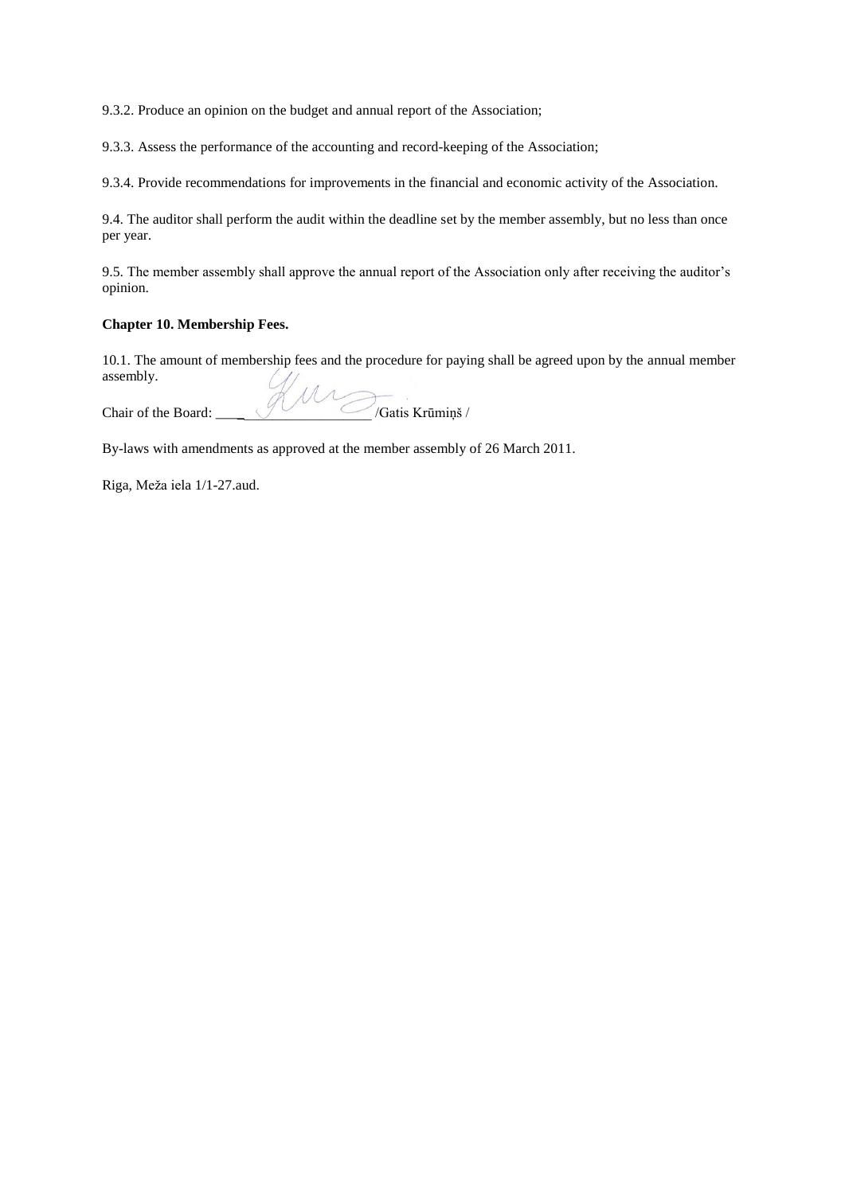9.3.2. Produce an opinion on the budget and annual report of the Association;

9.3.3. Assess the performance of the accounting and record-keeping of the Association;

9.3.4. Provide recommendations for improvements in the financial and economic activity of the Association.

9.4. The auditor shall perform the audit within the deadline set by the member assembly, but no less than once per year.

9.5. The member assembly shall approve the annual report of the Association only after receiving the auditor's opinion.

**Chapter 10. Membership Fees.**

10.1. The amount of membership fees and the procedure for paying shall be agreed upon by the annual member assembly.

Chair of the Board: ______________________ /Gatis Krūmiņš /

By-laws with amendments as approved at the member assembly of 26 March 2011.

Riga, Meža iela 1/1-27.aud.